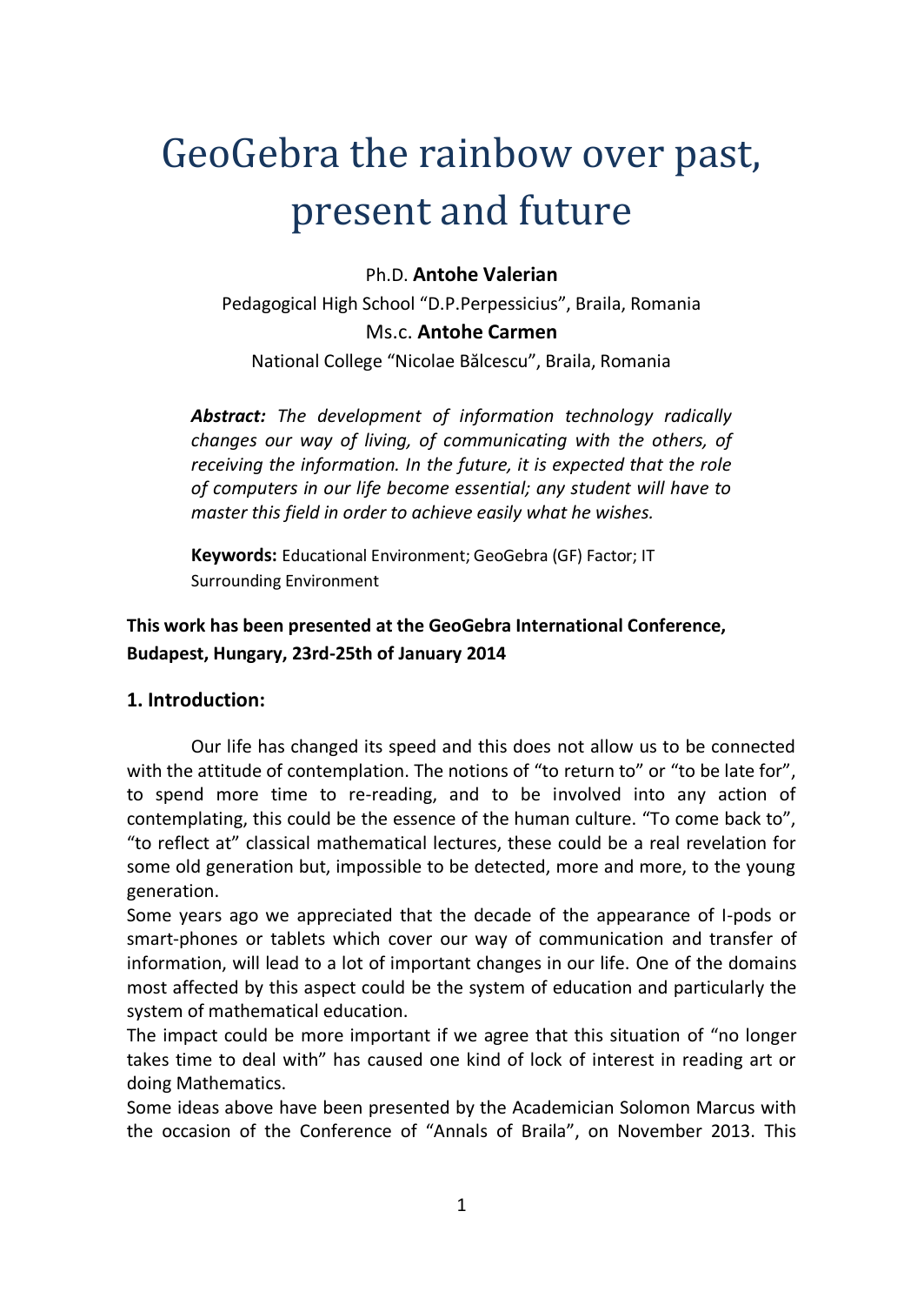# GeoGebra the rainbow over past, present and future

Ph.D. **Antohe Valerian**

Pedagogical High School "D.P.Perpessicius", Braila, Romania

Ms.c. **Antohe Carmen**

National College "Nicolae Bălcescu", Braila, Romania

***Abstract:*** *The development of information technology radically changes our way of living, of communicating with the others, of receiving the information. In the future, it is expected that the role of computers in our life become essential; any student will have to master this field in order to achieve easily what he wishes.*

**Keywords:** Educational Environment; GeoGebra (GF) Factor; IT Surrounding Environment

**This work has been presented at the GeoGebra International Conference, Budapest, Hungary, 23rd-25th of January 2014**

## 1. Introduction:

Our life has changed its speed and this does not allow us to be connected with the attitude of contemplation. The notions of "to return to" or "to be late for", to spend more time to re-reading, and to be involved into any action of contemplating, this could be the essence of the human culture. "To come back to", "to reflect at" classical mathematical lectures, these could be a real revelation for some old generation but, impossible to be detected, more and more, to the young generation.

Some years ago we appreciated that the decade of the appearance of I-pods or smart-phones or tablets which cover our way of communication and transfer of information, will lead to a lot of important changes in our life. One of the domains most affected by this aspect could be the system of education and particularly the system of mathematical education.

The impact could be more important if we agree that this situation of "no longer takes time to deal with" has caused one kind of lock of interest in reading art or doing Mathematics.

Some ideas above have been presented by the Academician Solomon Marcus with the occasion of the Conference of "Annals of Braila", on November 2013. This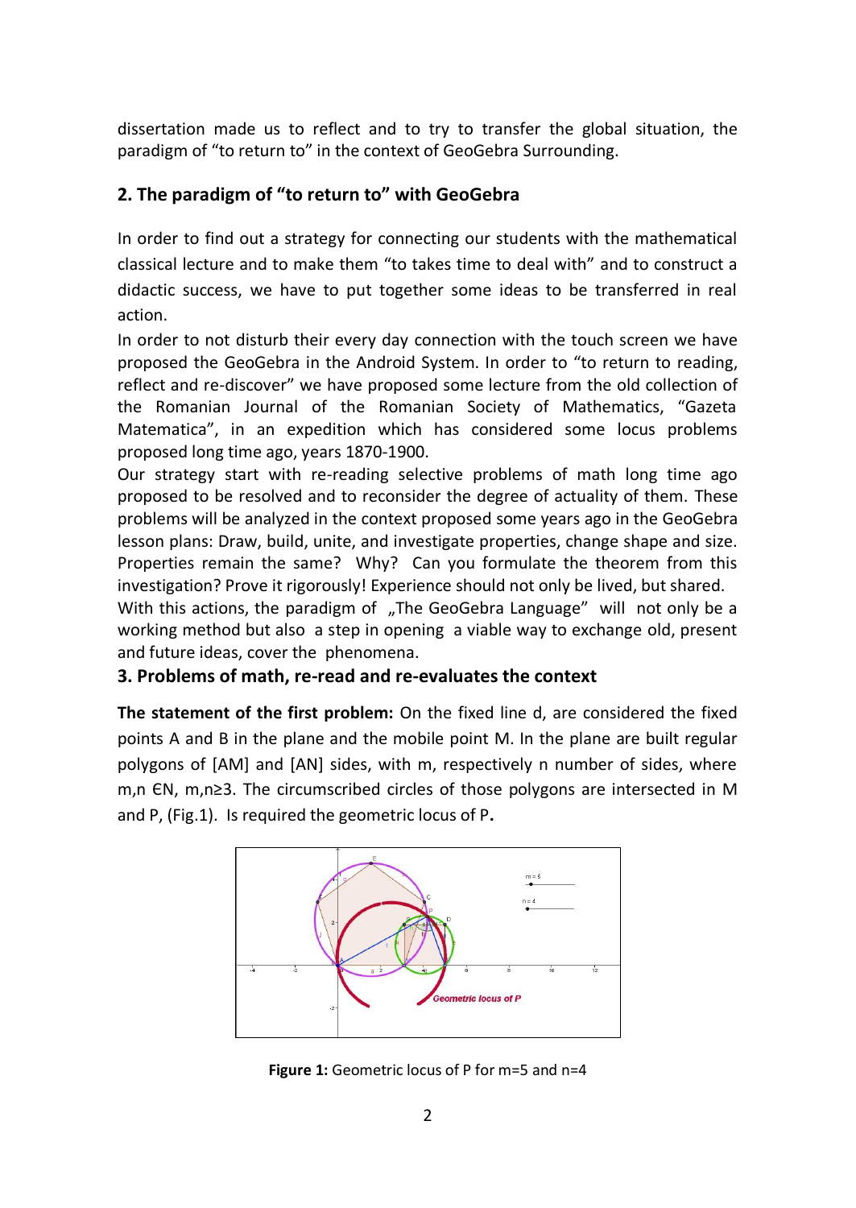dissertation made us to reflect and to try to transfer the global situation, the paradigm of "to return to" in the context of GeoGebra Surrounding.

## 2. The paradigm of "to return to" with GeoGebra

In order to find out a strategy for connecting our students with the mathematical classical lecture and to make them "to takes time to deal with" and to construct a didactic success, we have to put together some ideas to be transferred in real action.

In order to not disturb their every day connection with the touch screen we have proposed the GeoGebra in the Android System. In order to "to return to reading, reflect and re-discover" we have proposed some lecture from the old collection of the Romanian Journal of the Romanian Society of Mathematics, "Gazeta Matematica", in an expedition which has considered some locus problems proposed long time ago, years 1870-1900.

Our strategy start with re-reading selective problems of math long time ago proposed to be resolved and to reconsider the degree of actuality of them. These problems will be analyzed in the context proposed some years ago in the GeoGebra lesson plans: Draw, build, unite, and investigate properties, change shape and size. Properties remain the same? Why? Can you formulate the theorem from this investigation? Prove it rigorously! Experience should not only be lived, but shared.

With this actions, the paradigm of „The GeoGebra Language" will not only be a working method but also a step in opening a viable way to exchange old, present and future ideas, cover the phenomena.

## 3. Problems of math, re-read and re-evaluates the context

**The statement of the first problem:** On the fixed line d, are considered the fixed points A and B in the plane and the mobile point M. In the plane are built regular polygons of [AM] and [AN] sides, with m, respectively n number of sides, where $m,n \in N$, $m,n \geq 3$. The circumscribed circles of those polygons are intersected in M and P, (Fig.1). Is required the geometric locus of P**.**

m = 5
n = 4
Geometric locus of P

**Figure 1:** Geometric locus of P for m=5 and n=4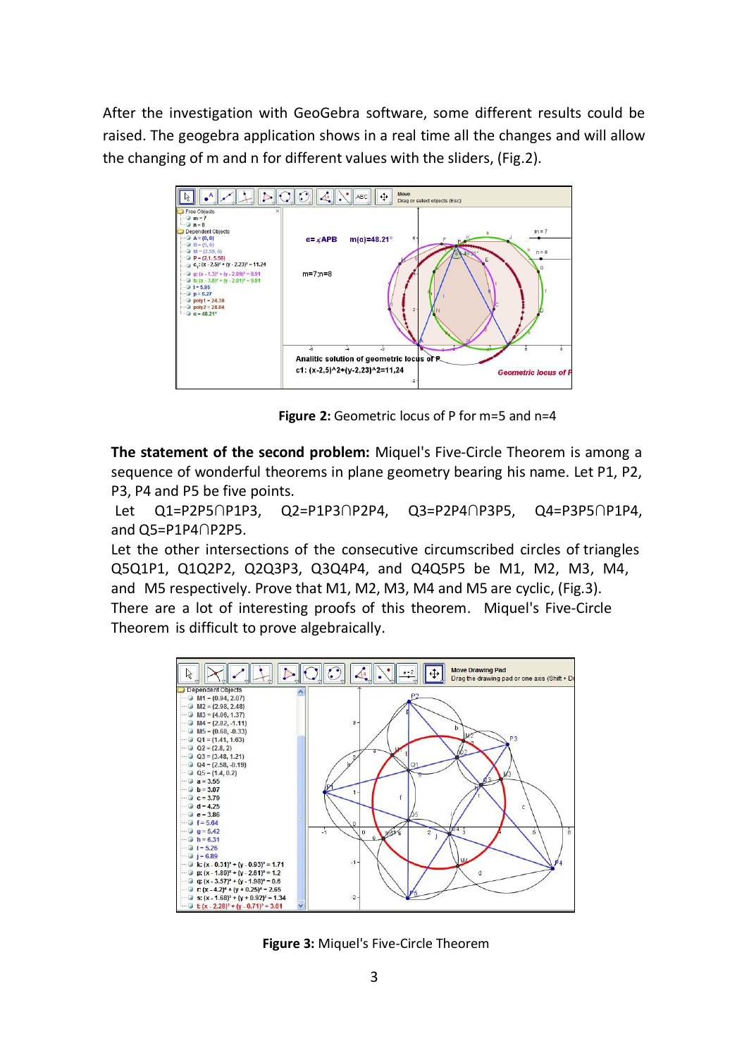After the investigation with GeoGebra software, some different results could be raised. The geogebra application shows in a real time all the changes and will allow the changing of m and n for different values with the sliders, (Fig.2).

**Figure 2:** Geometric locus of P for m=5 and n=4

**The statement of the second problem:** Miquel's Five-Circle Theorem is among a sequence of wonderful theorems in plane geometry bearing his name. Let P1, P2, P3, P4 and P5 be five points.

Let Q1=P2P5∩P1P3, Q2=P1P3∩P2P4, Q3=P2P4∩P3P5, Q4=P3P5∩P1P4, and Q5=P1P4∩P2P5.

Let the other intersections of the consecutive circumscribed circles of triangles Q5Q1P1, Q1Q2P2, Q2Q3P3, Q3Q4P4, and Q4Q5P5 be M1, M2, M3, M4, and M5 respectively. Prove that M1, M2, M3, M4 and M5 are cyclic, (Fig.3).

There are a lot of interesting proofs of this theorem. Miquel's Five-Circle Theorem is difficult to prove algebraically.

**Figure 3:** Miquel's Five-Circle Theorem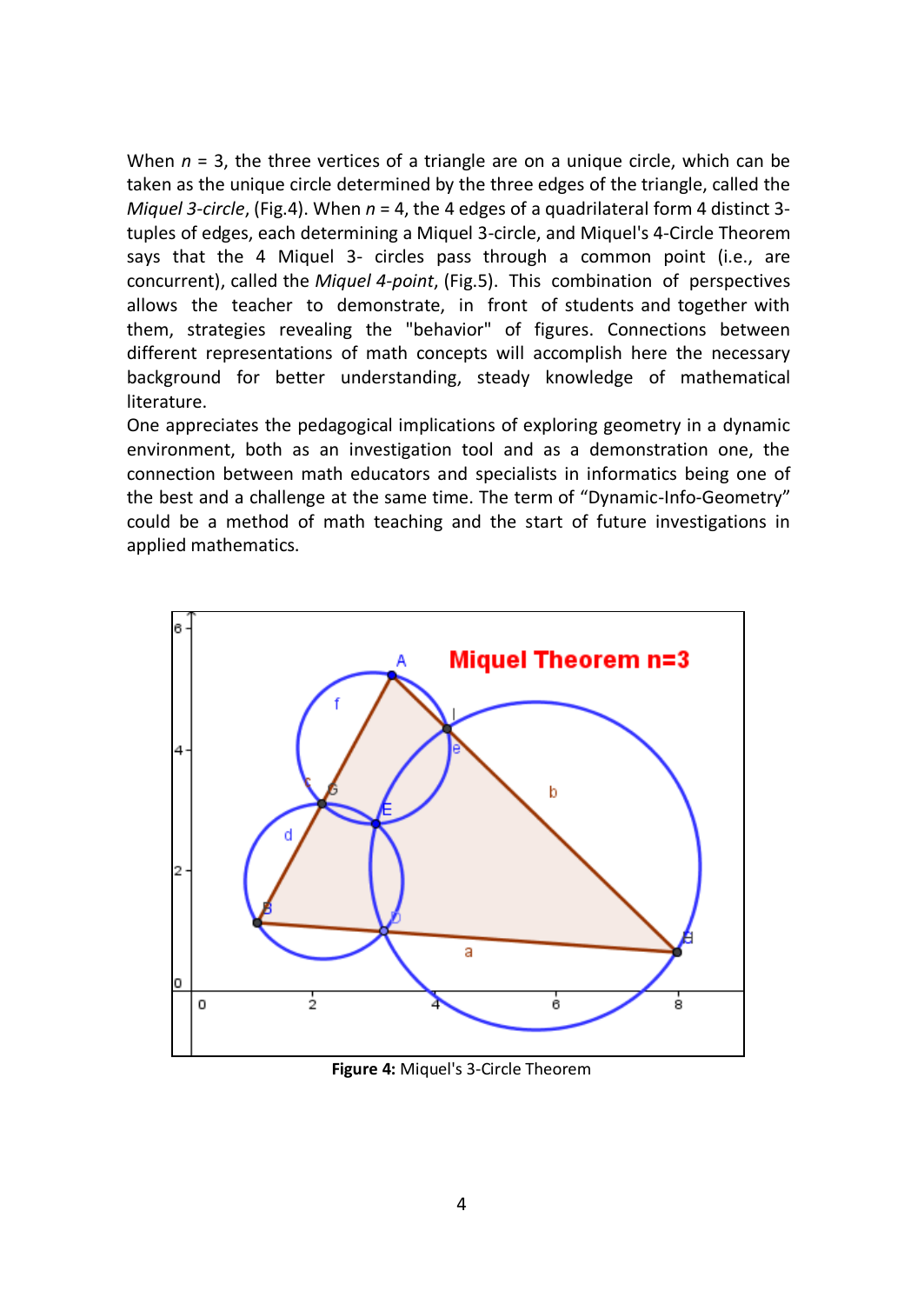When $n$ = 3, the three vertices of a triangle are on a unique circle, which can be taken as the unique circle determined by the three edges of the triangle, called the *Miquel 3-circle*, (Fig.4). When $n$ = 4, the 4 edges of a quadrilateral form 4 distinct 3-tuples of edges, each determining a Miquel 3-circle, and Miquel's 4-Circle Theorem says that the 4 Miquel 3- circles pass through a common point (i.e., are concurrent), called the *Miquel 4-point*, (Fig.5). This combination of perspectives allows the teacher to demonstrate, in front of students and together with them, strategies revealing the "behavior" of figures. Connections between different representations of math concepts will accomplish here the necessary background for better understanding, steady knowledge of mathematical literature.

One appreciates the pedagogical implications of exploring geometry in a dynamic environment, both as an investigation tool and as a demonstration one, the connection between math educators and specialists in informatics being one of the best and a challenge at the same time. The term of "Dynamic-Info-Geometry" could be a method of math teaching and the start of future investigations in applied mathematics.

Miquel Theorem n=3

A
I
f
e
b
c
G
E
d
2
B
D
a
H
0
2
4
6
8
4
6

**Figure 4:** Miquel's 3-Circle Theorem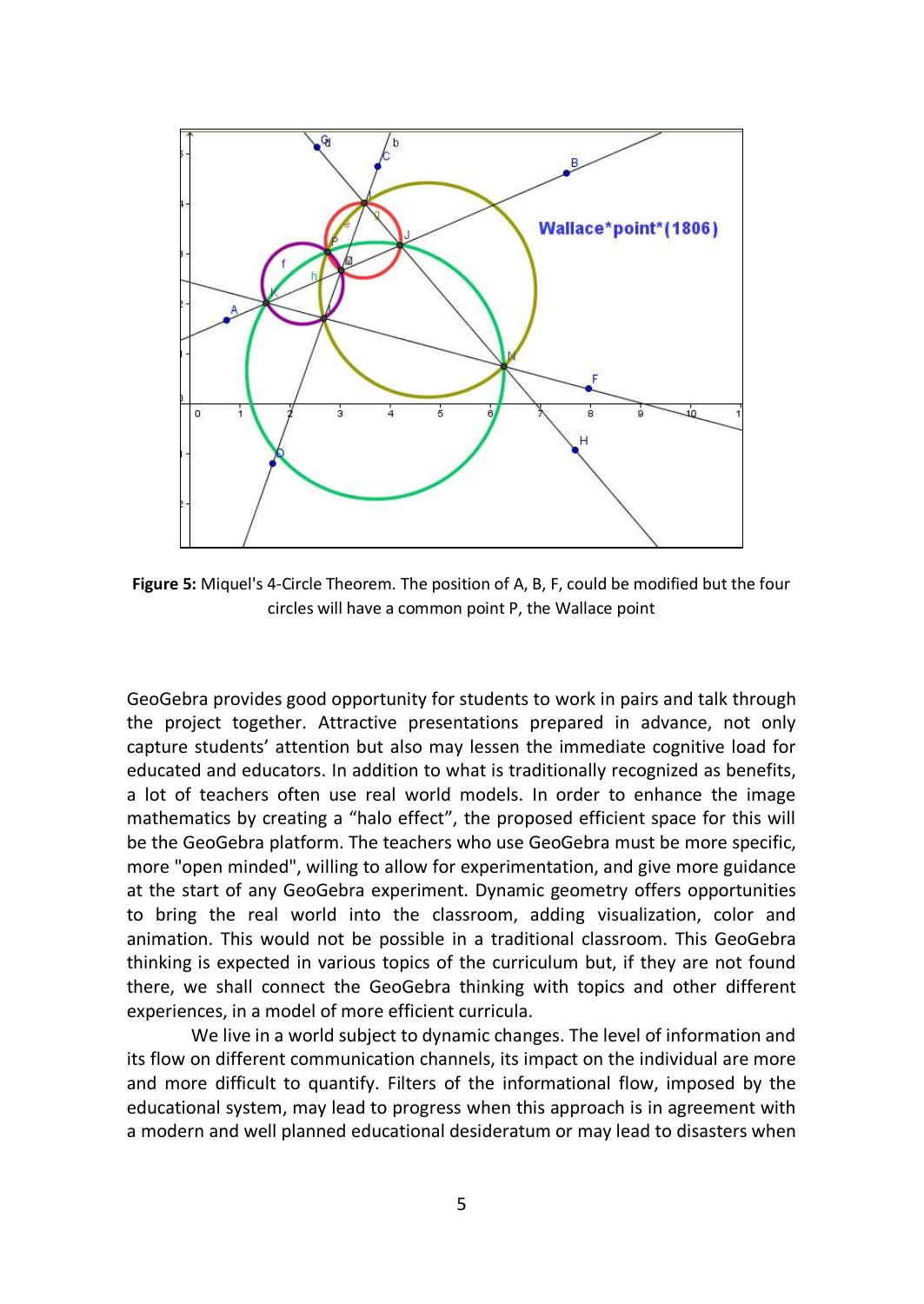Wallace*point*(1806)

**Figure 5:** Miquel's 4-Circle Theorem. The position of A, B, F, could be modified but the four circles will have a common point P, the Wallace point

GeoGebra provides good opportunity for students to work in pairs and talk through the project together. Attractive presentations prepared in advance, not only capture students' attention but also may lessen the immediate cognitive load for educated and educators. In addition to what is traditionally recognized as benefits, a lot of teachers often use real world models. In order to enhance the image mathematics by creating a "halo effect", the proposed efficient space for this will be the GeoGebra platform. The teachers who use GeoGebra must be more specific, more "open minded", willing to allow for experimentation, and give more guidance at the start of any GeoGebra experiment. Dynamic geometry offers opportunities to bring the real world into the classroom, adding visualization, color and animation. This would not be possible in a traditional classroom. This GeoGebra thinking is expected in various topics of the curriculum but, if they are not found there, we shall connect the GeoGebra thinking with topics and other different experiences, in a model of more efficient curricula.

We live in a world subject to dynamic changes. The level of information and its flow on different communication channels, its impact on the individual are more and more difficult to quantify. Filters of the informational flow, imposed by the educational system, may lead to progress when this approach is in agreement with a modern and well planned educational desideratum or may lead to disasters when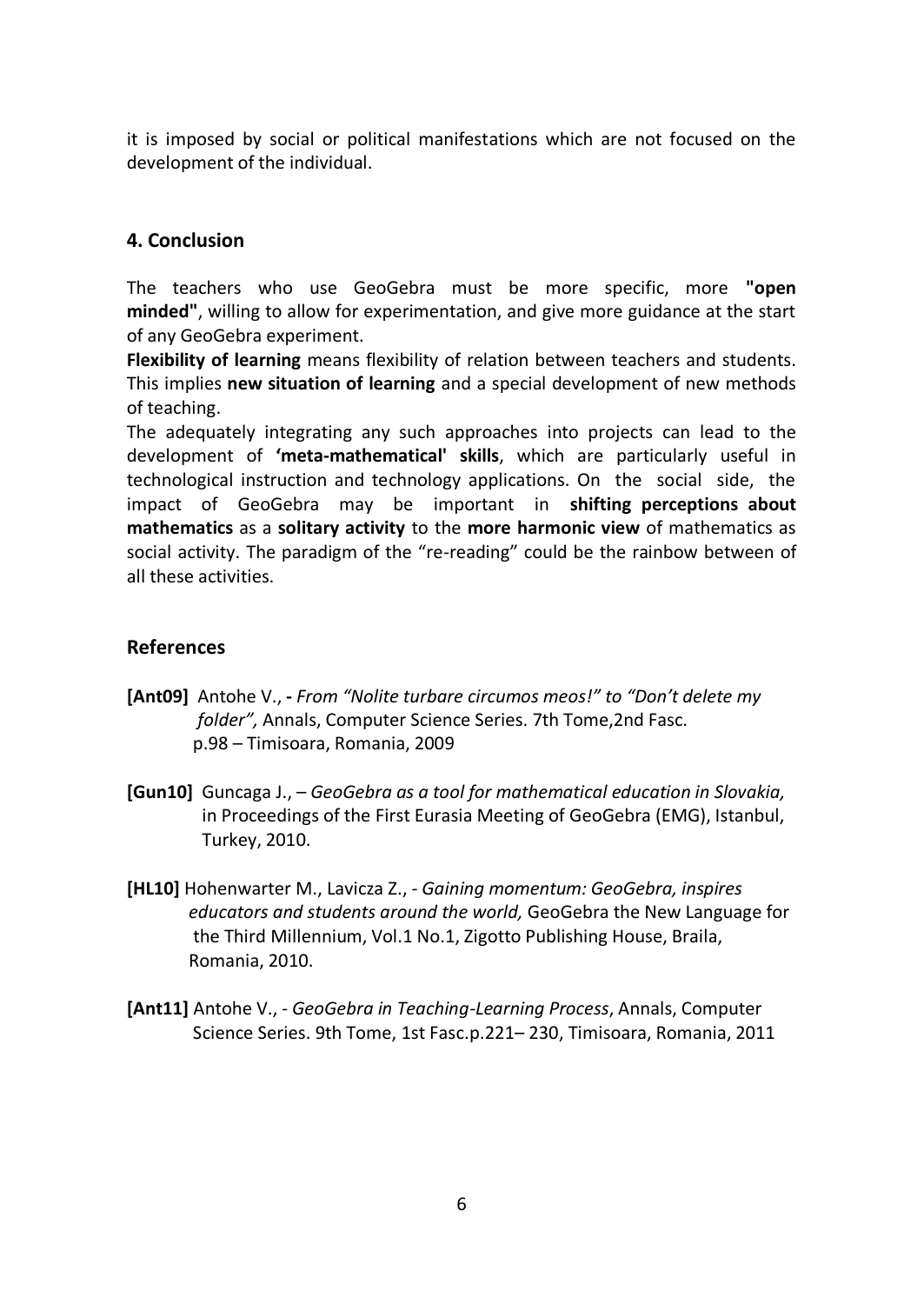it is imposed by social or political manifestations which are not focused on the development of the individual.

## 4. Conclusion

The teachers who use GeoGebra must be more specific, more **"open minded"**, willing to allow for experimentation, and give more guidance at the start of any GeoGebra experiment.

**Flexibility of learning** means flexibility of relation between teachers and students. This implies **new situation of learning** and a special development of new methods of teaching.

The adequately integrating any such approaches into projects can lead to the development of **'meta-mathematical' skills**, which are particularly useful in technological instruction and technology applications. On the social side, the impact of GeoGebra may be important in **shifting perceptions about mathematics** as a **solitary activity** to the **more harmonic view** of mathematics as social activity. The paradigm of the "re-reading" could be the rainbow between of all these activities.

## References

**[Ant09]** Antohe V., **-** *From "Nolite turbare circumos meos!" to "Don't delete my folder",* Annals, Computer Science Series. 7th Tome,2nd Fasc. p.98 – Timisoara, Romania, 2009

**[Gun10]** Guncaga J., – *GeoGebra as a tool for mathematical education in Slovakia,* in Proceedings of the First Eurasia Meeting of GeoGebra (EMG), Istanbul, Turkey, 2010.

**[HL10]** Hohenwarter M., Lavicza Z., - *Gaining momentum: GeoGebra, inspires educators and students around the world,* GeoGebra the New Language for the Third Millennium, Vol.1 No.1, Zigotto Publishing House, Braila, Romania, 2010.

**[Ant11]** Antohe V., - *GeoGebra in Teaching-Learning Process*, Annals, Computer Science Series. 9th Tome, 1st Fasc.p.221– 230, Timisoara, Romania, 2011